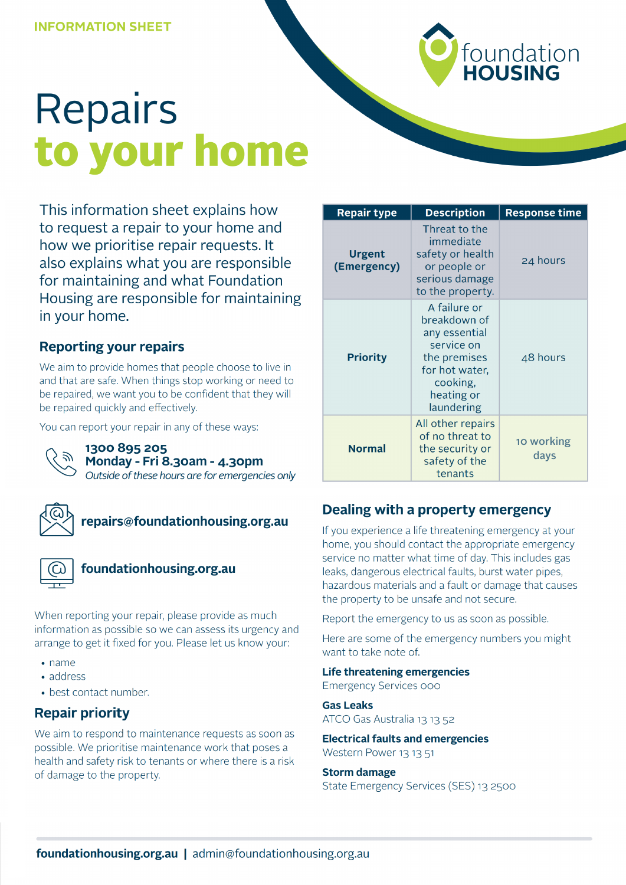INFORMATION SHEET

# Repairs to your home

This information sheet explains how to request a repair to your home and how we prioritise repair requests. It also explains what you are responsible for maintaining and what Foundation Housing are responsible for maintaining in your home.

## Reporting your repairs

We aim to provide homes that people choose to live in and that are safe. When things stop working or need to be repaired, we want you to be confident that they will be repaired quickly and effectively.

You can report your repair in any of these ways:

**1300 895 205**
**Monday - Fri 8.30am - 4.30pm**
*Outside of these hours are for emergencies only*

**repairs@foundationhousing.org.au**

**foundationhousing.org.au**

When reporting your repair, please provide as much information as possible so we can assess its urgency and arrange to get it fixed for you. Please let us know your:

- name
- address
- best contact number.

## Repair priority

We aim to respond to maintenance requests as soon as possible. We prioritise maintenance work that poses a health and safety risk to tenants or where there is a risk of damage to the property.

| Repair type | Description | Response time |
|---|---|---|
| **Urgent (Emergency)** | Threat to the immediate safety or health or people or serious damage to the property. | 24 hours |
| **Priority** | A failure or breakdown of any essential service on the premises for hot water, cooking, heating or laundering | 48 hours |
| **Normal** | All other repairs of no threat to the security or safety of the tenants | 10 working days |

## Dealing with a property emergency

If you experience a life threatening emergency at your home, you should contact the appropriate emergency service no matter what time of day. This includes gas leaks, dangerous electrical faults, burst water pipes, hazardous materials and a fault or damage that causes the property to be unsafe and not secure.

Report the emergency to us as soon as possible.

Here are some of the emergency numbers you might want to take note of.

**Life threatening emergencies**
Emergency Services 000

**Gas Leaks**
ATCO Gas Australia 13 13 52

**Electrical faults and emergencies**
Western Power 13 13 51

**Storm damage**
State Emergency Services (SES) 13 2500

**foundationhousing.org.au** | admin@foundationhousing.org.au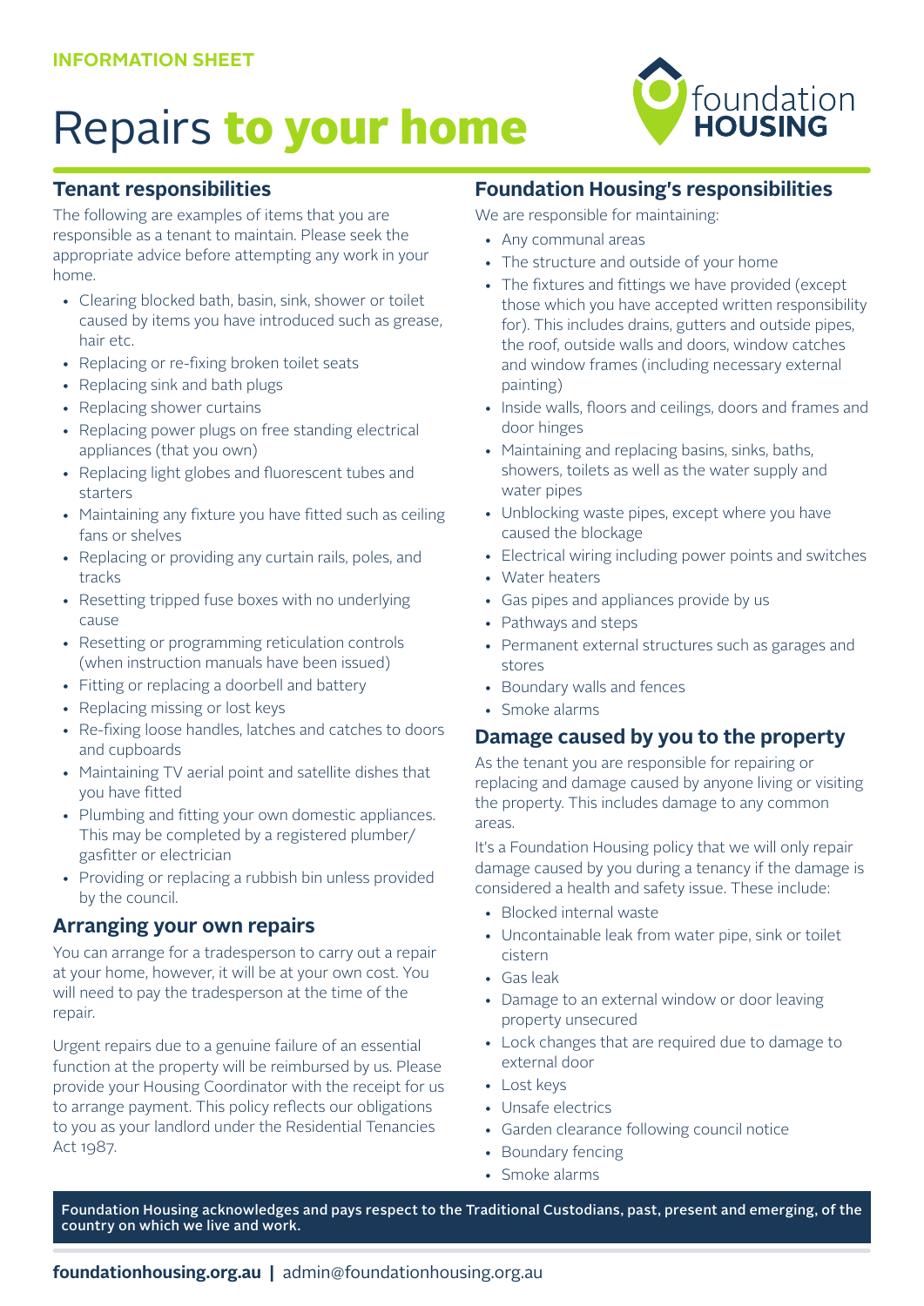INFORMATION SHEET

# Repairs **to your home**

## Tenant responsibilities

The following are examples of items that you are responsible as a tenant to maintain. Please seek the appropriate advice before attempting any work in your home.

- Clearing blocked bath, basin, sink, shower or toilet caused by items you have introduced such as grease, hair etc.
- Replacing or re-fixing broken toilet seats
- Replacing sink and bath plugs
- Replacing shower curtains
- Replacing power plugs on free standing electrical appliances (that you own)
- Replacing light globes and fluorescent tubes and starters
- Maintaining any fixture you have fitted such as ceiling fans or shelves
- Replacing or providing any curtain rails, poles, and tracks
- Resetting tripped fuse boxes with no underlying cause
- Resetting or programming reticulation controls (when instruction manuals have been issued)
- Fitting or replacing a doorbell and battery
- Replacing missing or lost keys
- Re-fixing loose handles, latches and catches to doors and cupboards
- Maintaining TV aerial point and satellite dishes that you have fitted
- Plumbing and fitting your own domestic appliances. This may be completed by a registered plumber/ gasfitter or electrician
- Providing or replacing a rubbish bin unless provided by the council.

## Arranging your own repairs

You can arrange for a tradesperson to carry out a repair at your home, however, it will be at your own cost. You will need to pay the tradesperson at the time of the repair.

Urgent repairs due to a genuine failure of an essential function at the property will be reimbursed by us. Please provide your Housing Coordinator with the receipt for us to arrange payment. This policy reflects our obligations to you as your landlord under the Residential Tenancies Act 1987.

## Foundation Housing's responsibilities

We are responsible for maintaining:

- Any communal areas
- The structure and outside of your home
- The fixtures and fittings we have provided (except those which you have accepted written responsibility for). This includes drains, gutters and outside pipes, the roof, outside walls and doors, window catches and window frames (including necessary external painting)
- Inside walls, floors and ceilings, doors and frames and door hinges
- Maintaining and replacing basins, sinks, baths, showers, toilets as well as the water supply and water pipes
- Unblocking waste pipes, except where you have caused the blockage
- Electrical wiring including power points and switches
- Water heaters
- Gas pipes and appliances provide by us
- Pathways and steps
- Permanent external structures such as garages and stores
- Boundary walls and fences
- Smoke alarms

## Damage caused by you to the property

As the tenant you are responsible for repairing or replacing and damage caused by anyone living or visiting the property. This includes damage to any common areas.

It's a Foundation Housing policy that we will only repair damage caused by you during a tenancy if the damage is considered a health and safety issue. These include:

- Blocked internal waste
- Uncontainable leak from water pipe, sink or toilet cistern
- Gas leak
- Damage to an external window or door leaving property unsecured
- Lock changes that are required due to damage to external door
- Lost keys
- Unsafe electrics
- Garden clearance following council notice
- Boundary fencing
- Smoke alarms

**Foundation Housing acknowledges and pays respect to the Traditional Custodians, past, present and emerging, of the country on which we live and work.**

**foundationhousing.org.au** | admin@foundationhousing.org.au